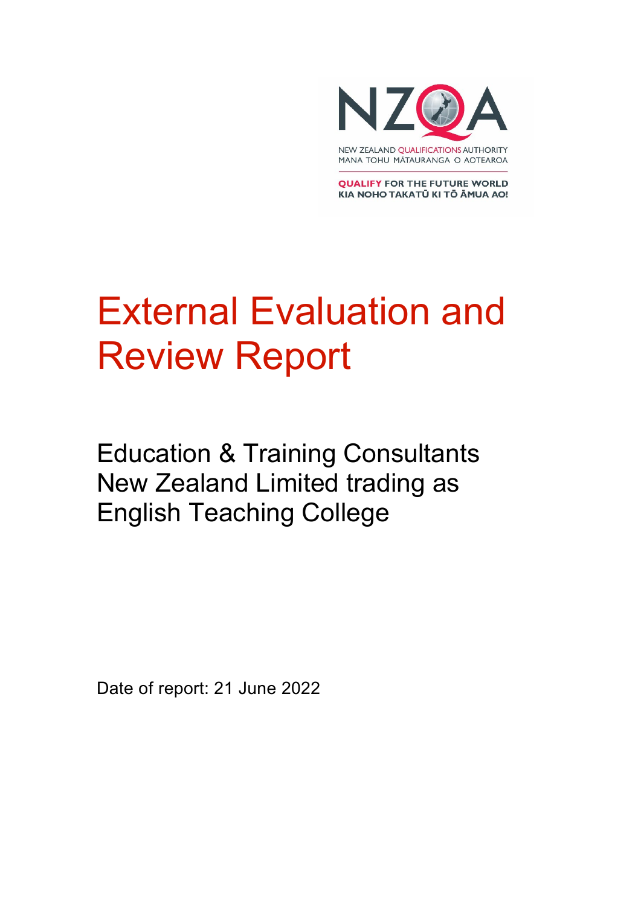NZQA

NEW ZEALAND QUALIFICATIONS AUTHORITY
MANA TOHU MĀTAURANGA O AOTEAROA

QUALIFY FOR THE FUTURE WORLD
KIA NOHO TAKATŪ KI TŌ ĀMUA AO!

# External Evaluation and Review Report

## Education & Training Consultants New Zealand Limited trading as English Teaching College

Date of report: 21 June 2022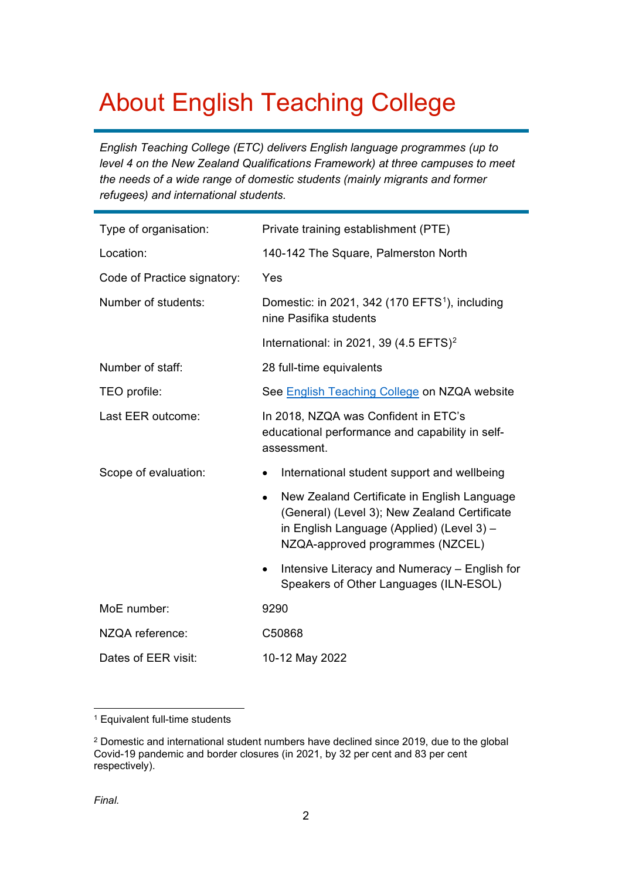# About English Teaching College

*English Teaching College (ETC) delivers English language programmes (up to level 4 on the New Zealand Qualifications Framework) at three campuses to meet the needs of a wide range of domestic students (mainly migrants and former refugees) and international students.*

| | |
|---|---|
| Type of organisation: | Private training establishment (PTE) |
| Location: | 140-142 The Square, Palmerston North |
| Code of Practice signatory: | Yes |
| Number of students: | Domestic: in 2021, 342 (170 EFTS[1]), including nine Pasifika students<br><br>International: in 2021, 39 (4.5 EFTS)[2] |
| Number of staff: | 28 full-time equivalents |
| TEO profile: | See [English Teaching College] on NZQA website |
| Last EER outcome: | In 2018, NZQA was Confident in ETC's educational performance and capability in self-assessment. |
| Scope of evaluation: | • International student support and wellbeing<br>• New Zealand Certificate in English Language (General) (Level 3); New Zealand Certificate in English Language (Applied) (Level 3) – NZQA-approved programmes (NZCEL)<br>• Intensive Literacy and Numeracy – English for Speakers of Other Languages (ILN-ESOL) |
| MoE number: | 9290 |
| NZQA reference: | C50868 |
| Dates of EER visit: | 10-12 May 2022 |

[1] Equivalent full-time students

[2] Domestic and international student numbers have declined since 2019, due to the global Covid-19 pandemic and border closures (in 2021, by 32 per cent and 83 per cent respectively).

*Final.*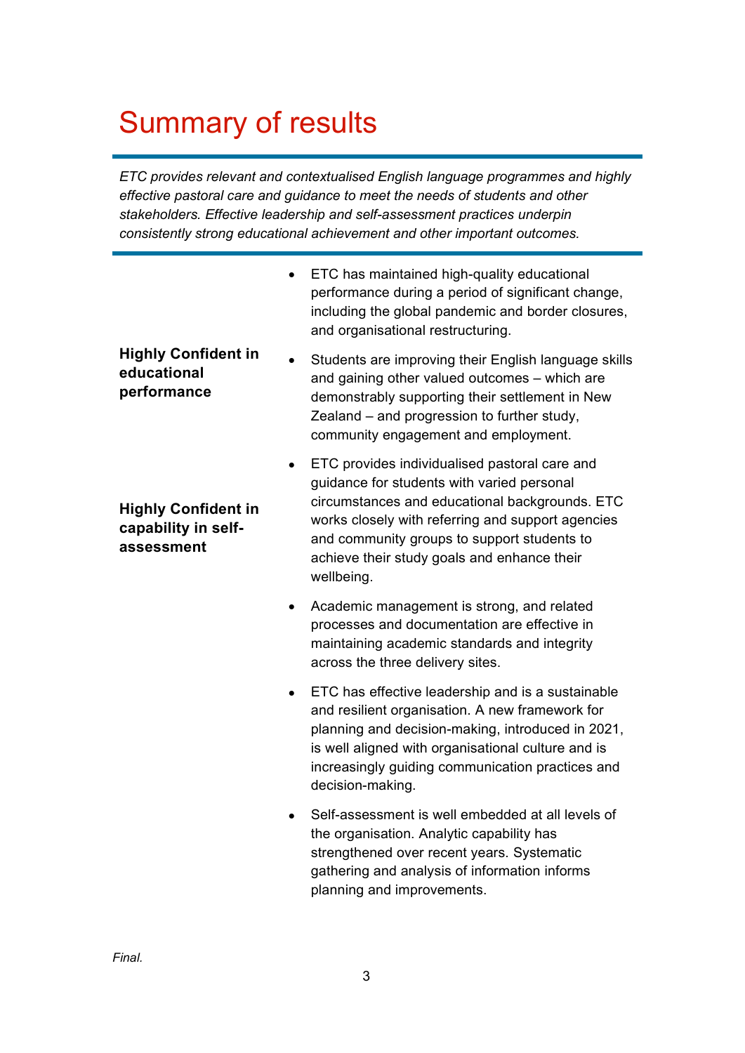# Summary of results

*ETC provides relevant and contextualised English language programmes and highly effective pastoral care and guidance to meet the needs of students and other stakeholders. Effective leadership and self-assessment practices underpin consistently strong educational achievement and other important outcomes.*

**Highly Confident in educational performance**

**Highly Confident in capability in self-assessment**

- ETC has maintained high-quality educational performance during a period of significant change, including the global pandemic and border closures, and organisational restructuring.
- Students are improving their English language skills and gaining other valued outcomes – which are demonstrably supporting their settlement in New Zealand – and progression to further study, community engagement and employment.
- ETC provides individualised pastoral care and guidance for students with varied personal circumstances and educational backgrounds. ETC works closely with referring and support agencies and community groups to support students to achieve their study goals and enhance their wellbeing.
- Academic management is strong, and related processes and documentation are effective in maintaining academic standards and integrity across the three delivery sites.
- ETC has effective leadership and is a sustainable and resilient organisation. A new framework for planning and decision-making, introduced in 2021, is well aligned with organisational culture and is increasingly guiding communication practices and decision-making.
- Self-assessment is well embedded at all levels of the organisation. Analytic capability has strengthened over recent years. Systematic gathering and analysis of information informs planning and improvements.

*Final.*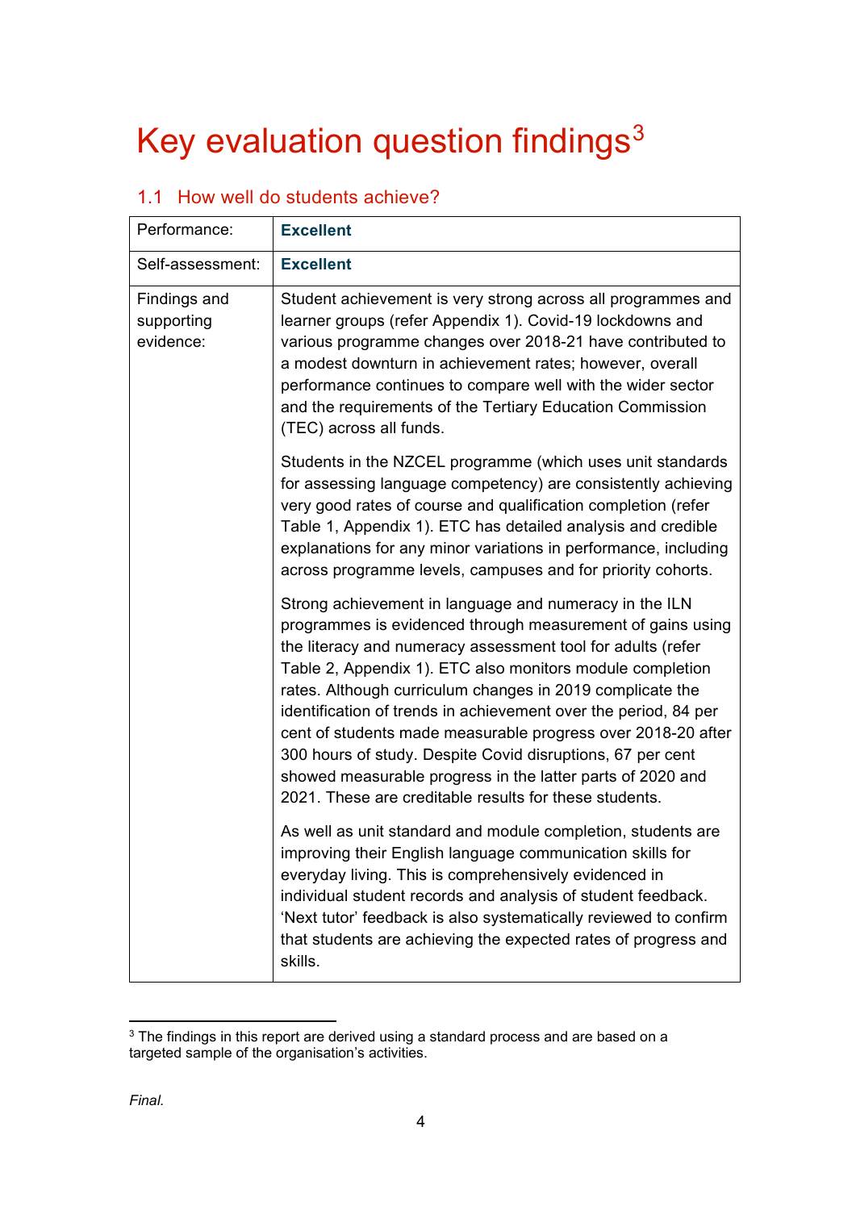# Key evaluation question findings[3]

## 1.1 How well do students achieve?

| Performance: | **Excellent** |
|---|---|
| Self-assessment: | **Excellent** |
| Findings and supporting evidence: | Student achievement is very strong across all programmes and learner groups (refer Appendix 1). Covid-19 lockdowns and various programme changes over 2018-21 have contributed to a modest downturn in achievement rates; however, overall performance continues to compare well with the wider sector and the requirements of the Tertiary Education Commission (TEC) across all funds.<br><br>Students in the NZCEL programme (which uses unit standards for assessing language competency) are consistently achieving very good rates of course and qualification completion (refer Table 1, Appendix 1). ETC has detailed analysis and credible explanations for any minor variations in performance, including across programme levels, campuses and for priority cohorts.<br><br>Strong achievement in language and numeracy in the ILN programmes is evidenced through measurement of gains using the literacy and numeracy assessment tool for adults (refer Table 2, Appendix 1). ETC also monitors module completion rates. Although curriculum changes in 2019 complicate the identification of trends in achievement over the period, 84 per cent of students made measurable progress over 2018-20 after 300 hours of study. Despite Covid disruptions, 67 per cent showed measurable progress in the latter parts of 2020 and 2021. These are creditable results for these students.<br><br>As well as unit standard and module completion, students are improving their English language communication skills for everyday living. This is comprehensively evidenced in individual student records and analysis of student feedback. 'Next tutor' feedback is also systematically reviewed to confirm that students are achieving the expected rates of progress and skills. |

[3] The findings in this report are derived using a standard process and are based on a targeted sample of the organisation's activities.

*Final.*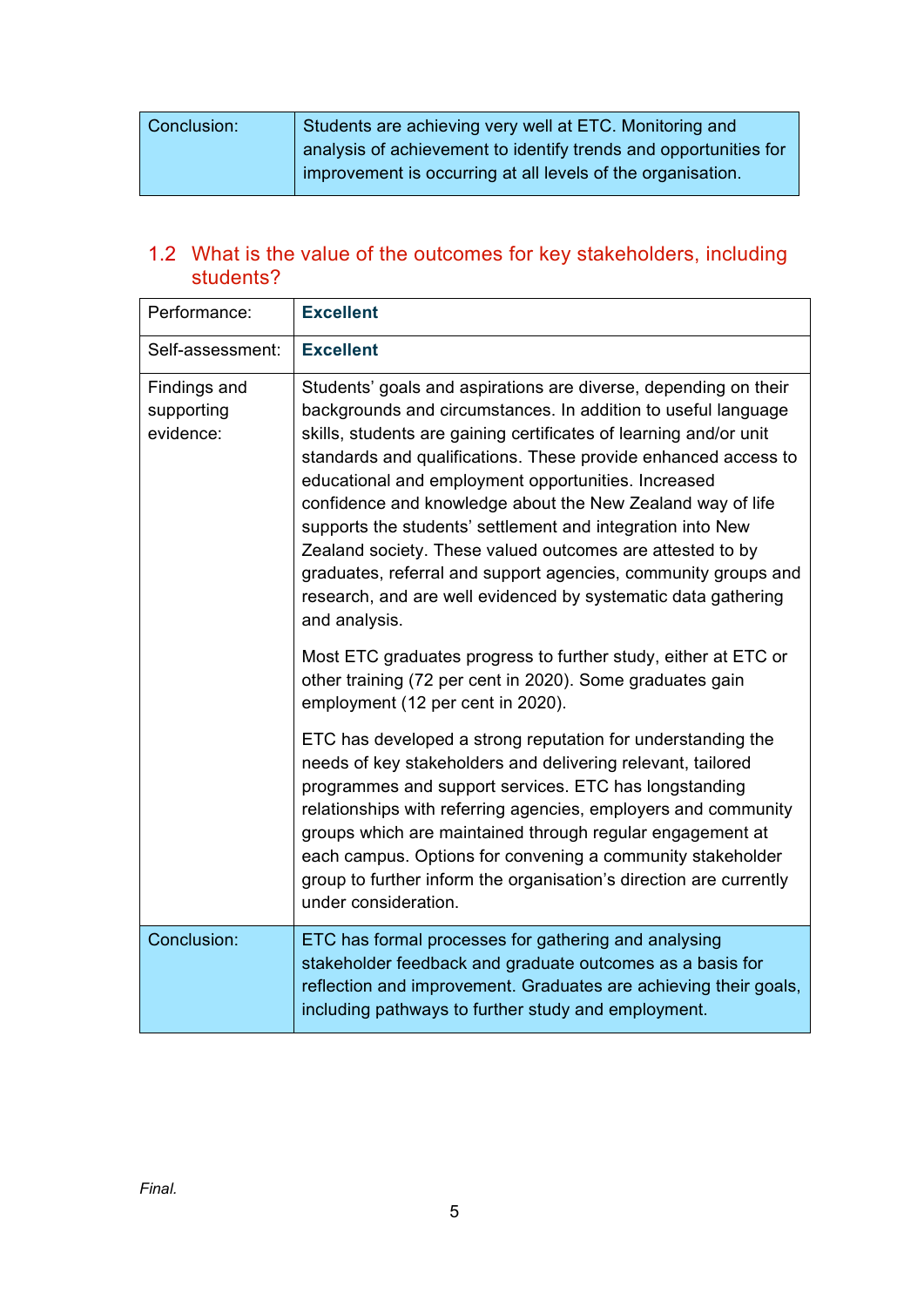| Conclusion: | Students are achieving very well at ETC. Monitoring and analysis of achievement to identify trends and opportunities for improvement is occurring at all levels of the organisation. |
|---|---|

## 1.2 What is the value of the outcomes for key stakeholders, including students?

| Performance: | **Excellent** |
|---|---|
| Self-assessment: | **Excellent** |
| Findings and supporting evidence: | Students' goals and aspirations are diverse, depending on their backgrounds and circumstances. In addition to useful language skills, students are gaining certificates of learning and/or unit standards and qualifications. These provide enhanced access to educational and employment opportunities. Increased confidence and knowledge about the New Zealand way of life supports the students' settlement and integration into New Zealand society. These valued outcomes are attested to by graduates, referral and support agencies, community groups and research, and are well evidenced by systematic data gathering and analysis.<br><br>Most ETC graduates progress to further study, either at ETC or other training (72 per cent in 2020). Some graduates gain employment (12 per cent in 2020).<br><br>ETC has developed a strong reputation for understanding the needs of key stakeholders and delivering relevant, tailored programmes and support services. ETC has longstanding relationships with referring agencies, employers and community groups which are maintained through regular engagement at each campus. Options for convening a community stakeholder group to further inform the organisation's direction are currently under consideration. |
| Conclusion: | ETC has formal processes for gathering and analysing stakeholder feedback and graduate outcomes as a basis for reflection and improvement. Graduates are achieving their goals, including pathways to further study and employment. |

*Final.*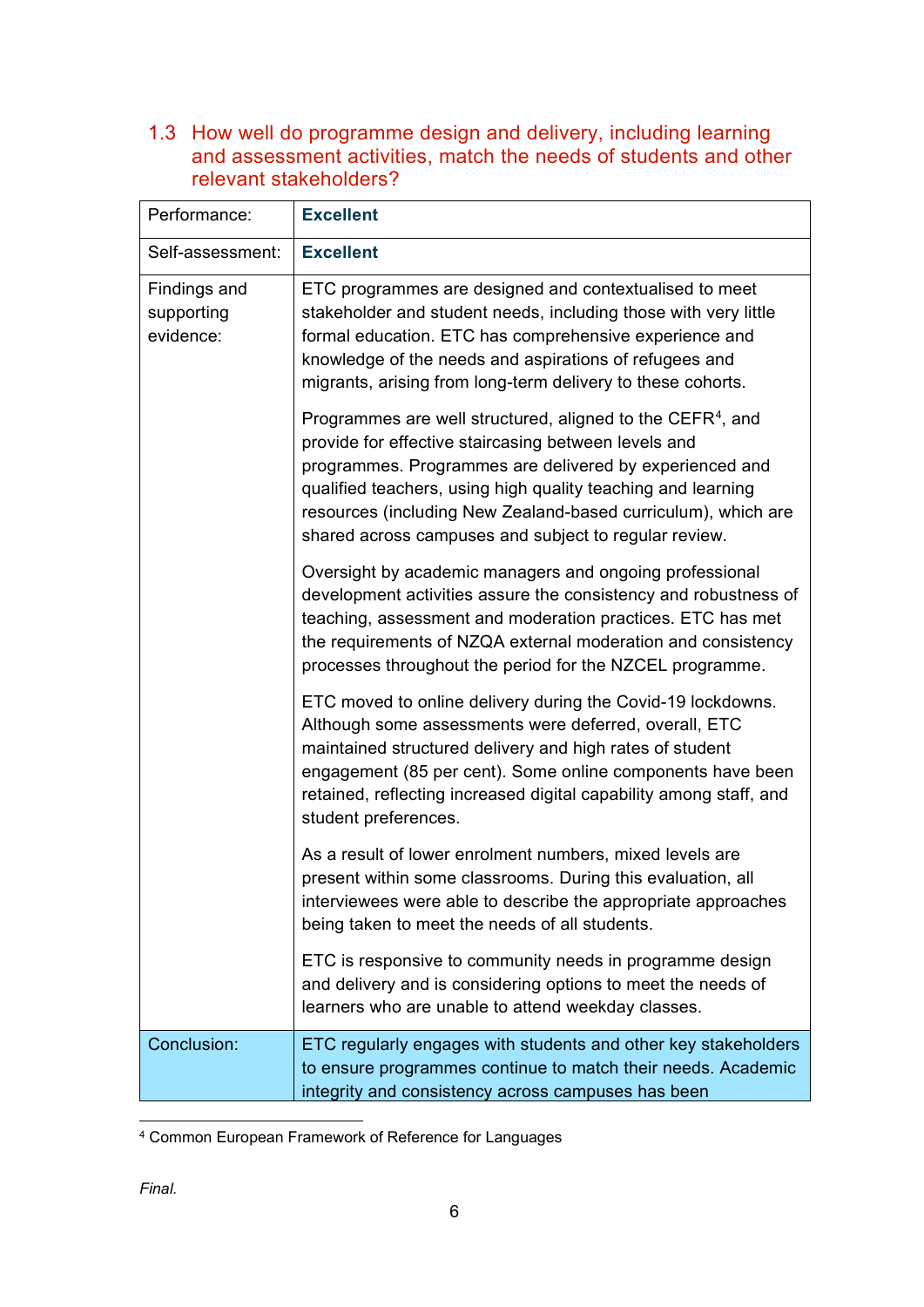### 1.3 How well do programme design and delivery, including learning and assessment activities, match the needs of students and other relevant stakeholders?

| | |
|---|---|
| Performance: | **Excellent** |
| Self-assessment: | **Excellent** |
| Findings and supporting evidence: | ETC programmes are designed and contextualised to meet stakeholder and student needs, including those with very little formal education. ETC has comprehensive experience and knowledge of the needs and aspirations of refugees and migrants, arising from long-term delivery to these cohorts.<br><br>Programmes are well structured, aligned to the CEFR[4], and provide for effective staircasing between levels and programmes. Programmes are delivered by experienced and qualified teachers, using high quality teaching and learning resources (including New Zealand-based curriculum), which are shared across campuses and subject to regular review.<br><br>Oversight by academic managers and ongoing professional development activities assure the consistency and robustness of teaching, assessment and moderation practices. ETC has met the requirements of NZQA external moderation and consistency processes throughout the period for the NZCEL programme.<br><br>ETC moved to online delivery during the Covid-19 lockdowns. Although some assessments were deferred, overall, ETC maintained structured delivery and high rates of student engagement (85 per cent). Some online components have been retained, reflecting increased digital capability among staff, and student preferences.<br><br>As a result of lower enrolment numbers, mixed levels are present within some classrooms. During this evaluation, all interviewees were able to describe the appropriate approaches being taken to meet the needs of all students.<br><br>ETC is responsive to community needs in programme design and delivery and is considering options to meet the needs of learners who are unable to attend weekday classes. |
| Conclusion: | ETC regularly engages with students and other key stakeholders to ensure programmes continue to match their needs. Academic integrity and consistency across campuses has been |

[4] Common European Framework of Reference for Languages

*Final.*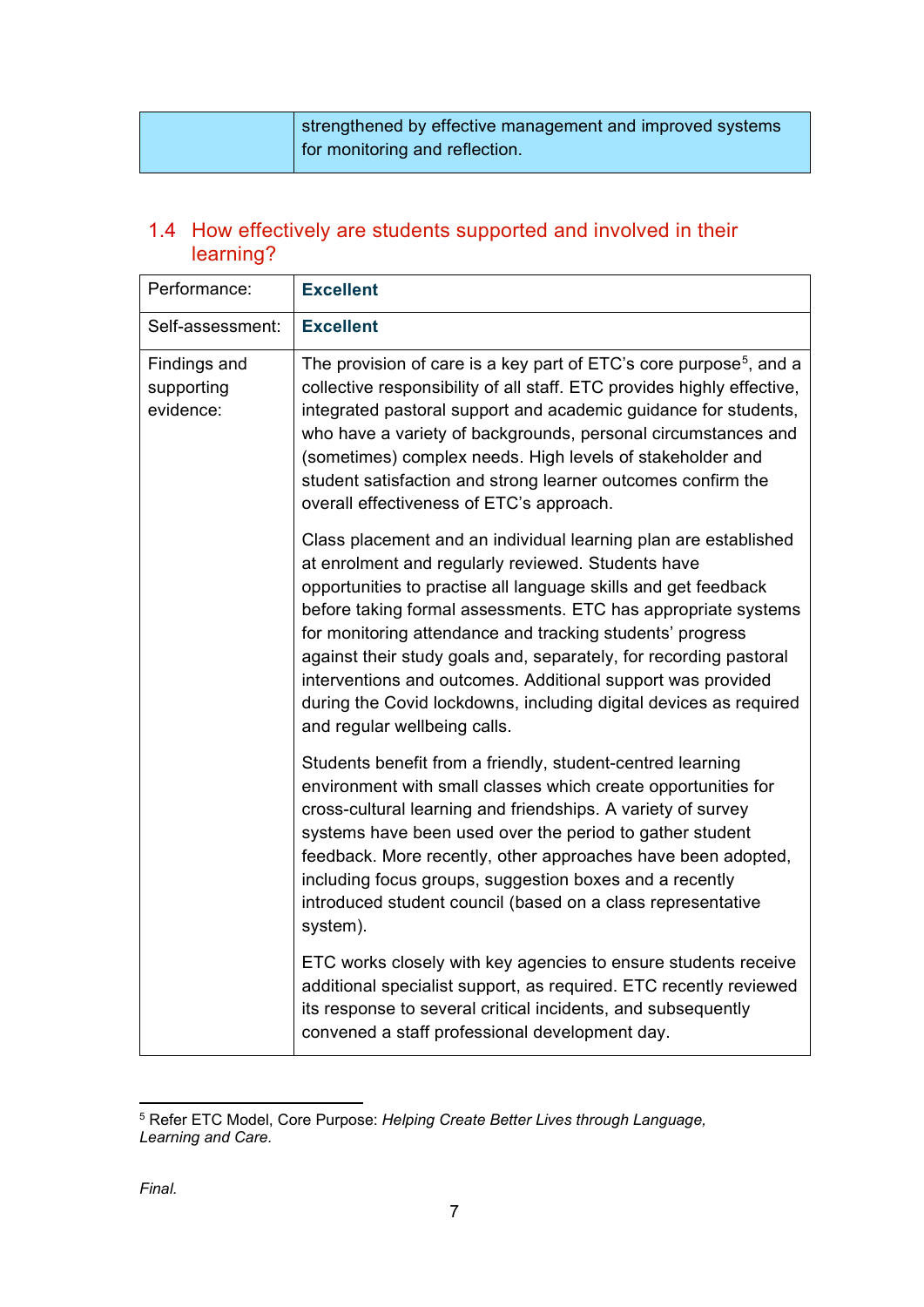| | strengthened by effective management and improved systems for monitoring and reflection. |
|---|---|

## 1.4 How effectively are students supported and involved in their learning?

| Performance: | **Excellent** |
|---|---|
| Self-assessment: | **Excellent** |
| Findings and supporting evidence: | The provision of care is a key part of ETC's core purpose[5], and a collective responsibility of all staff. ETC provides highly effective, integrated pastoral support and academic guidance for students, who have a variety of backgrounds, personal circumstances and (sometimes) complex needs. High levels of stakeholder and student satisfaction and strong learner outcomes confirm the overall effectiveness of ETC's approach.<br><br>Class placement and an individual learning plan are established at enrolment and regularly reviewed. Students have opportunities to practise all language skills and get feedback before taking formal assessments. ETC has appropriate systems for monitoring attendance and tracking students' progress against their study goals and, separately, for recording pastoral interventions and outcomes. Additional support was provided during the Covid lockdowns, including digital devices as required and regular wellbeing calls.<br><br>Students benefit from a friendly, student-centred learning environment with small classes which create opportunities for cross-cultural learning and friendships. A variety of survey systems have been used over the period to gather student feedback. More recently, other approaches have been adopted, including focus groups, suggestion boxes and a recently introduced student council (based on a class representative system).<br><br>ETC works closely with key agencies to ensure students receive additional specialist support, as required. ETC recently reviewed its response to several critical incidents, and subsequently convened a staff professional development day. |

[5] Refer ETC Model, Core Purpose: *Helping Create Better Lives through Language, Learning and Care.*

*Final.*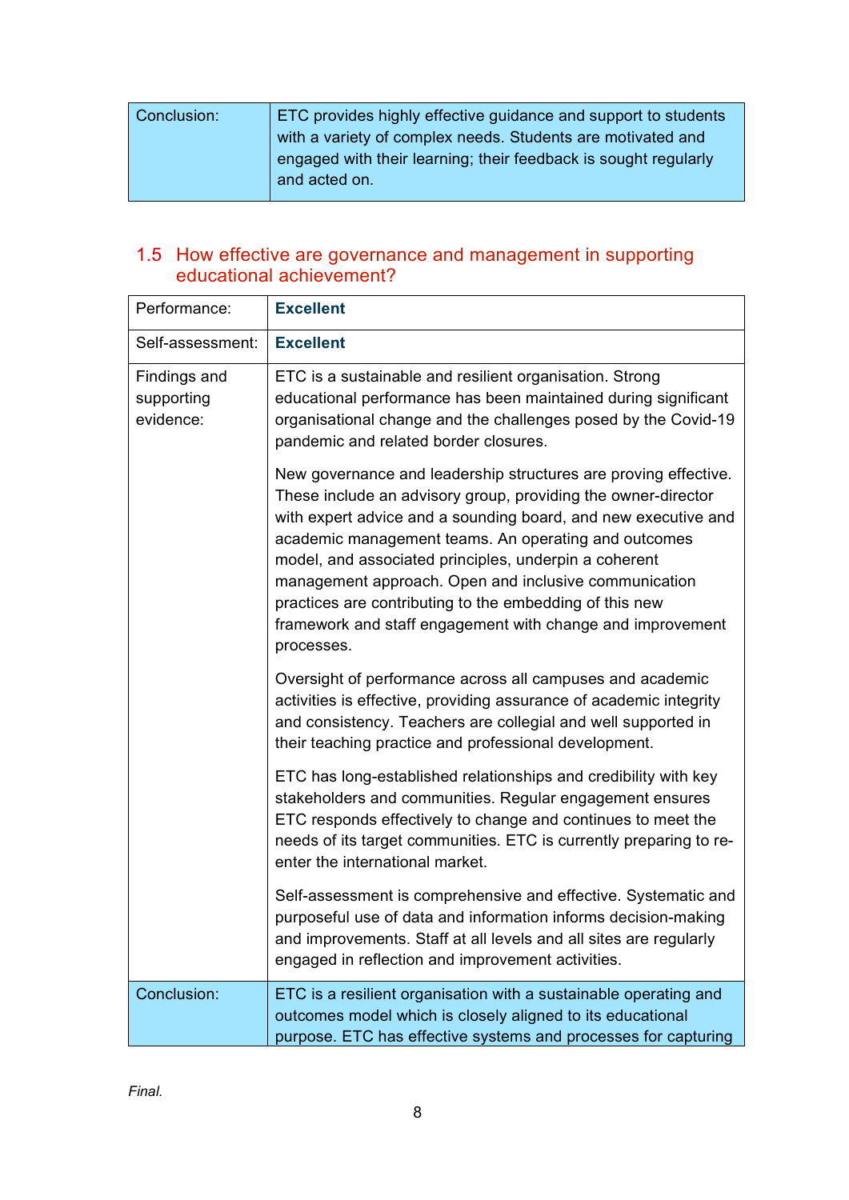| Conclusion: | ETC provides highly effective guidance and support to students with a variety of complex needs. Students are motivated and engaged with their learning; their feedback is sought regularly and acted on. |
|---|---|

## 1.5 How effective are governance and management in supporting educational achievement?

| Performance: | **Excellent** |
|---|---|
| Self-assessment: | **Excellent** |
| Findings and supporting evidence: | ETC is a sustainable and resilient organisation. Strong educational performance has been maintained during significant organisational change and the challenges posed by the Covid-19 pandemic and related border closures.<br><br>New governance and leadership structures are proving effective. These include an advisory group, providing the owner-director with expert advice and a sounding board, and new executive and academic management teams. An operating and outcomes model, and associated principles, underpin a coherent management approach. Open and inclusive communication practices are contributing to the embedding of this new framework and staff engagement with change and improvement processes.<br><br>Oversight of performance across all campuses and academic activities is effective, providing assurance of academic integrity and consistency. Teachers are collegial and well supported in their teaching practice and professional development.<br><br>ETC has long-established relationships and credibility with key stakeholders and communities. Regular engagement ensures ETC responds effectively to change and continues to meet the needs of its target communities. ETC is currently preparing to re-enter the international market.<br><br>Self-assessment is comprehensive and effective. Systematic and purposeful use of data and information informs decision-making and improvements. Staff at all levels and all sites are regularly engaged in reflection and improvement activities. |
| Conclusion: | ETC is a resilient organisation with a sustainable operating and outcomes model which is closely aligned to its educational purpose. ETC has effective systems and processes for capturing |

*Final.*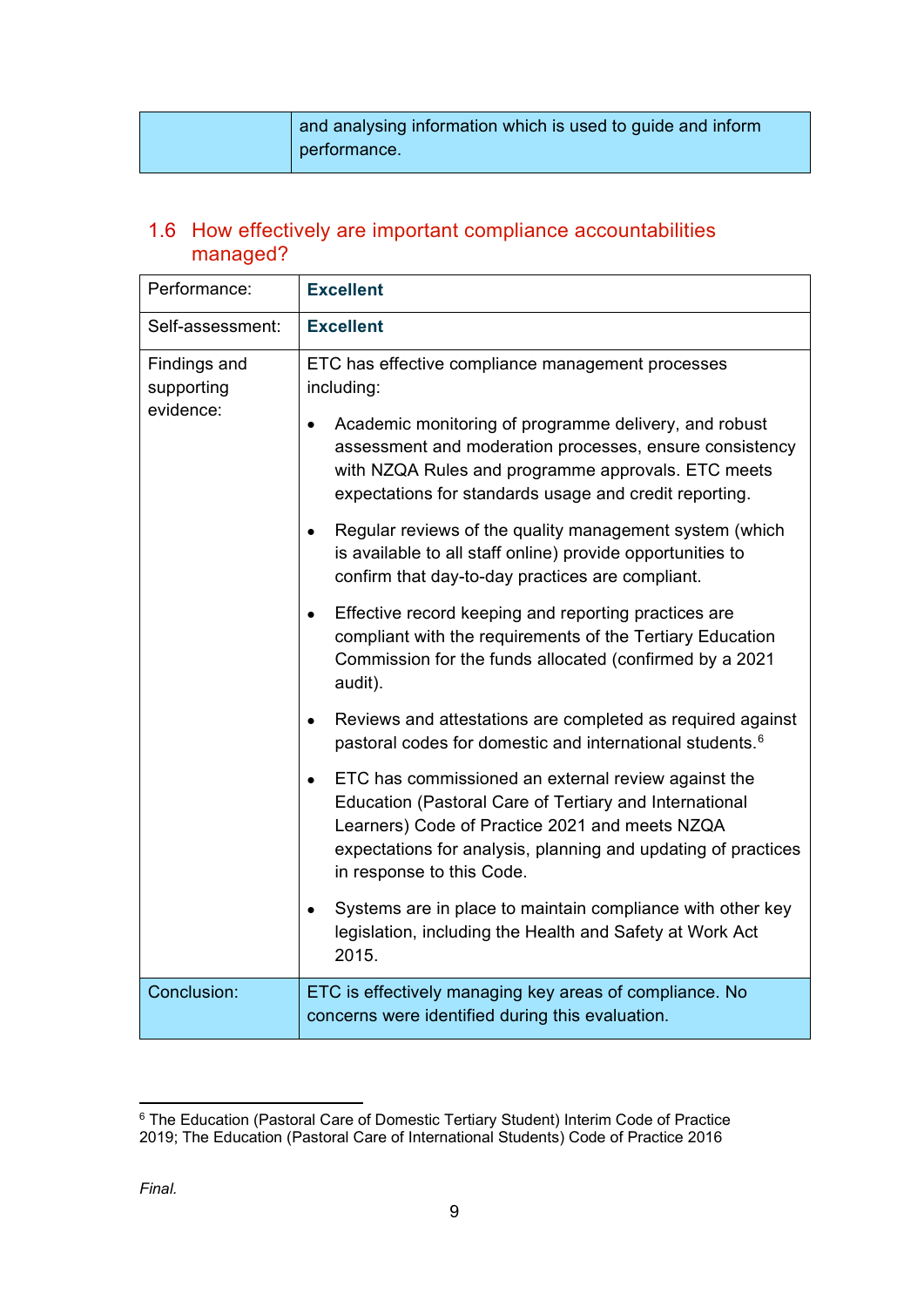| | and analysing information which is used to guide and inform performance. |
|---|---|

## 1.6 How effectively are important compliance accountabilities managed?

| Performance: | **Excellent** |
|---|---|
| Self-assessment: | **Excellent** |
| Findings and supporting evidence: | ETC has effective compliance management processes including:<br>• Academic monitoring of programme delivery, and robust assessment and moderation processes, ensure consistency with NZQA Rules and programme approvals. ETC meets expectations for standards usage and credit reporting.<br>• Regular reviews of the quality management system (which is available to all staff online) provide opportunities to confirm that day-to-day practices are compliant.<br>• Effective record keeping and reporting practices are compliant with the requirements of the Tertiary Education Commission for the funds allocated (confirmed by a 2021 audit).<br>• Reviews and attestations are completed as required against pastoral codes for domestic and international students.[6]<br>• ETC has commissioned an external review against the Education (Pastoral Care of Tertiary and International Learners) Code of Practice 2021 and meets NZQA expectations for analysis, planning and updating of practices in response to this Code.<br>• Systems are in place to maintain compliance with other key legislation, including the Health and Safety at Work Act 2015. |
| Conclusion: | ETC is effectively managing key areas of compliance. No concerns were identified during this evaluation. |

[6] The Education (Pastoral Care of Domestic Tertiary Student) Interim Code of Practice 2019; The Education (Pastoral Care of International Students) Code of Practice 2016

*Final.*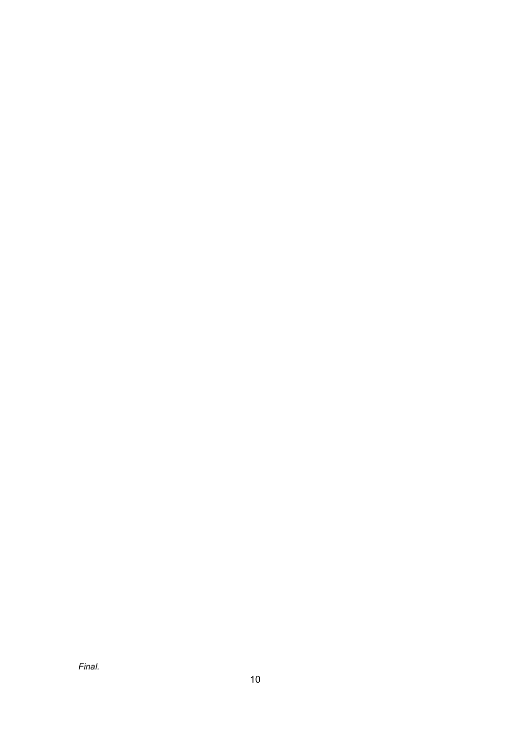*Final.*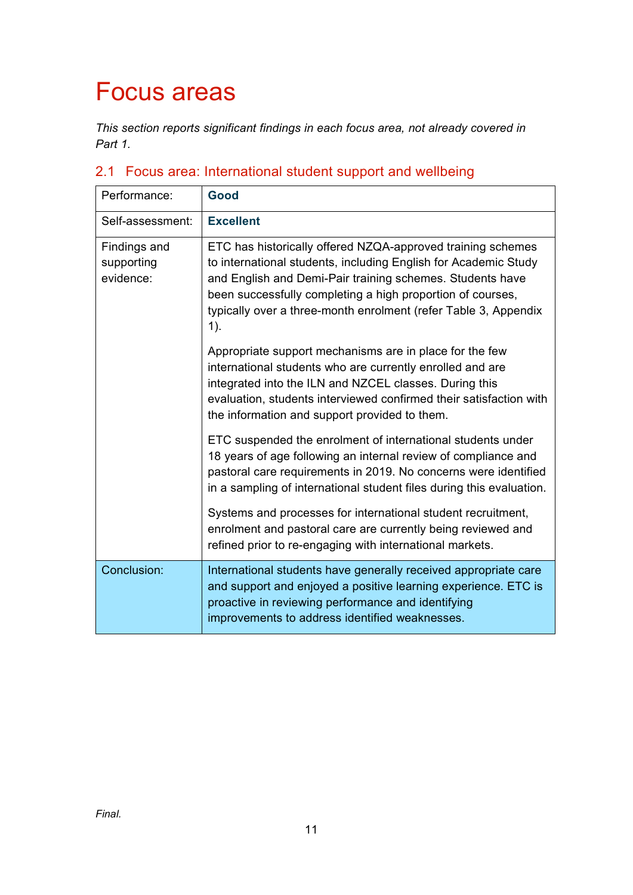# Focus areas

*This section reports significant findings in each focus area, not already covered in Part 1.*

## 2.1 Focus area: International student support and wellbeing

| Performance: | **Good** |
|---|---|
| Self-assessment: | **Excellent** |
| Findings and supporting evidence: | ETC has historically offered NZQA-approved training schemes to international students, including English for Academic Study and English and Demi-Pair training schemes. Students have been successfully completing a high proportion of courses, typically over a three-month enrolment (refer Table 3, Appendix 1).<br><br>Appropriate support mechanisms are in place for the few international students who are currently enrolled and are integrated into the ILN and NZCEL classes. During this evaluation, students interviewed confirmed their satisfaction with the information and support provided to them.<br><br>ETC suspended the enrolment of international students under 18 years of age following an internal review of compliance and pastoral care requirements in 2019. No concerns were identified in a sampling of international student files during this evaluation.<br><br>Systems and processes for international student recruitment, enrolment and pastoral care are currently being reviewed and refined prior to re-engaging with international markets. |
| Conclusion: | International students have generally received appropriate care and support and enjoyed a positive learning experience. ETC is proactive in reviewing performance and identifying improvements to address identified weaknesses. |

*Final.*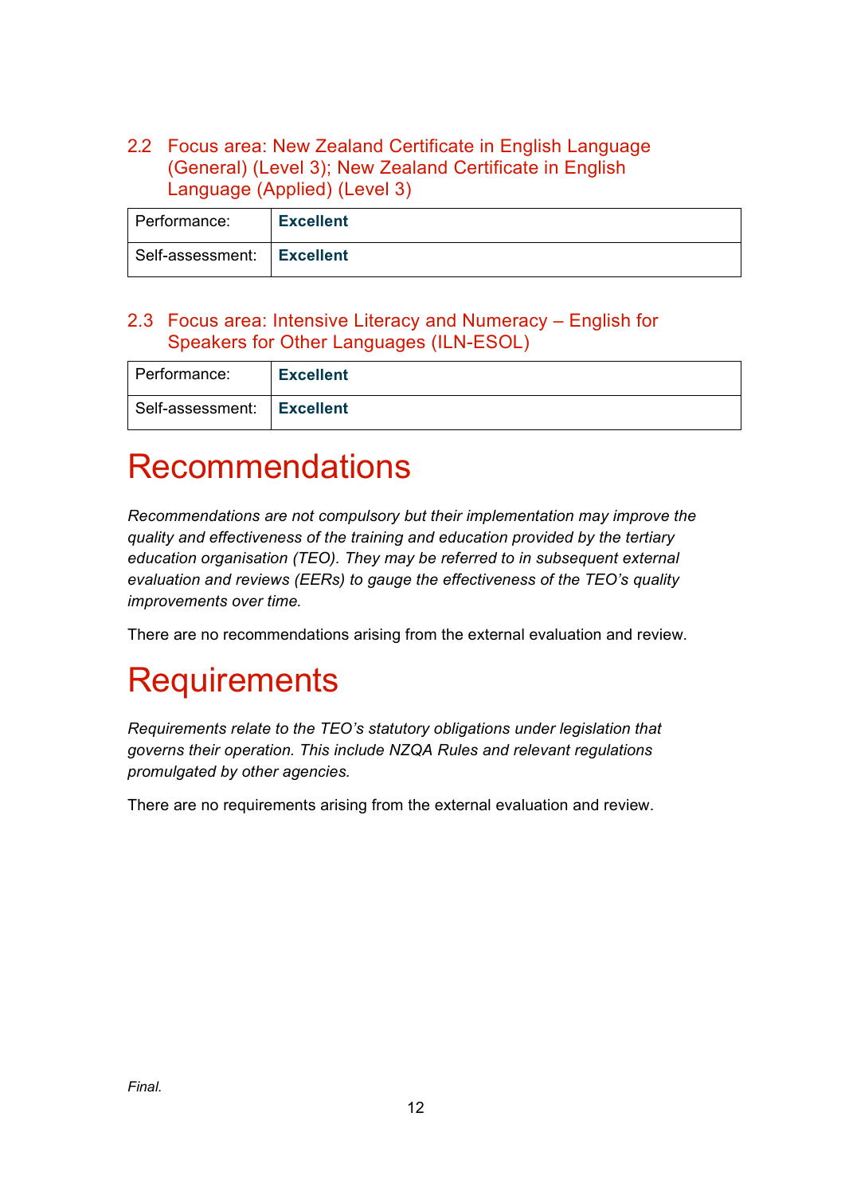### 2.2 Focus area: New Zealand Certificate in English Language (General) (Level 3); New Zealand Certificate in English Language (Applied) (Level 3)

| Performance: | **Excellent** |
|---|---|
| Self-assessment: | **Excellent** |

### 2.3 Focus area: Intensive Literacy and Numeracy – English for Speakers for Other Languages (ILN-ESOL)

| Performance: | **Excellent** |
|---|---|
| Self-assessment: | **Excellent** |

# Recommendations

*Recommendations are not compulsory but their implementation may improve the quality and effectiveness of the training and education provided by the tertiary education organisation (TEO). They may be referred to in subsequent external evaluation and reviews (EERs) to gauge the effectiveness of the TEO's quality improvements over time.*

There are no recommendations arising from the external evaluation and review.

# Requirements

*Requirements relate to the TEO's statutory obligations under legislation that governs their operation. This include NZQA Rules and relevant regulations promulgated by other agencies.*

There are no requirements arising from the external evaluation and review.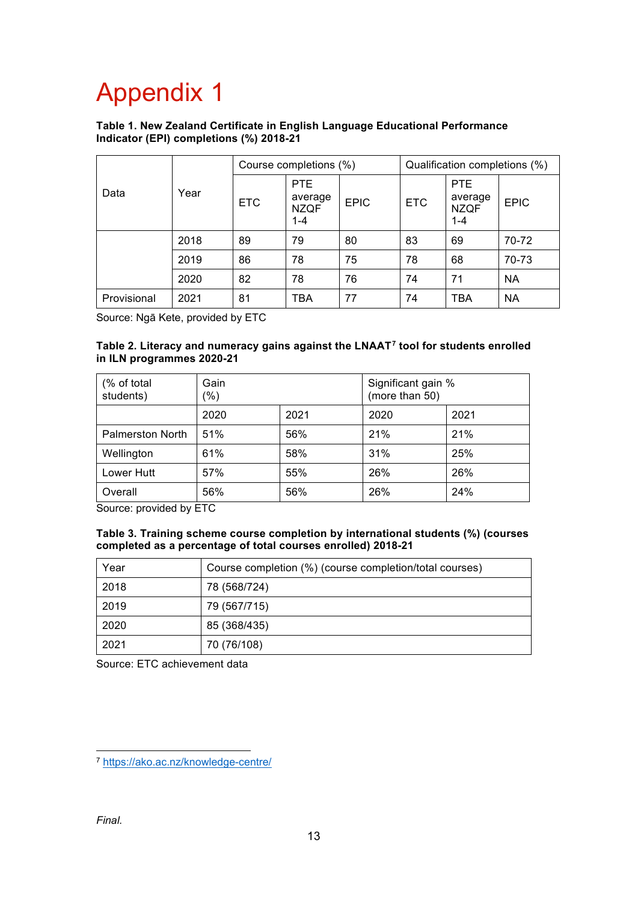# Appendix 1

**Table 1. New Zealand Certificate in English Language Educational Performance Indicator (EPI) completions (%) 2018-21**

| Data | Year | Course completions (%) | | | Qualification completions (%) | | |
|---|---|---|---|---|---|---|---|
| | | ETC | PTE average NZQF 1-4 | EPIC | ETC | PTE average NZQF 1-4 | EPIC |
| | 2018 | 89 | 79 | 80 | 83 | 69 | 70-72 |
| | 2019 | 86 | 78 | 75 | 78 | 68 | 70-73 |
| | 2020 | 82 | 78 | 76 | 74 | 71 | NA |
| Provisional | 2021 | 81 | TBA | 77 | 74 | TBA | NA |

Source: Ngā Kete, provided by ETC

**Table 2. Literacy and numeracy gains against the LNAAT[7] tool for students enrolled in ILN programmes 2020-21**

| (% of total students) | Gain (%) | | Significant gain % (more than 50) | |
|---|---|---|---|---|
| | 2020 | 2021 | 2020 | 2021 |
| Palmerston North | 51% | 56% | 21% | 21% |
| Wellington | 61% | 58% | 31% | 25% |
| Lower Hutt | 57% | 55% | 26% | 26% |
| Overall | 56% | 56% | 26% | 24% |

Source: provided by ETC

**Table 3. Training scheme course completion by international students (%) (courses completed as a percentage of total courses enrolled) 2018-21**

| Year | Course completion (%) (course completion/total courses) |
|---|---|
| 2018 | 78 (568/724) |
| 2019 | 79 (567/715) |
| 2020 | 85 (368/435) |
| 2021 | 70 (76/108) |

Source: ETC achievement data

[7] https://ako.ac.nz/knowledge-centre/

*Final.*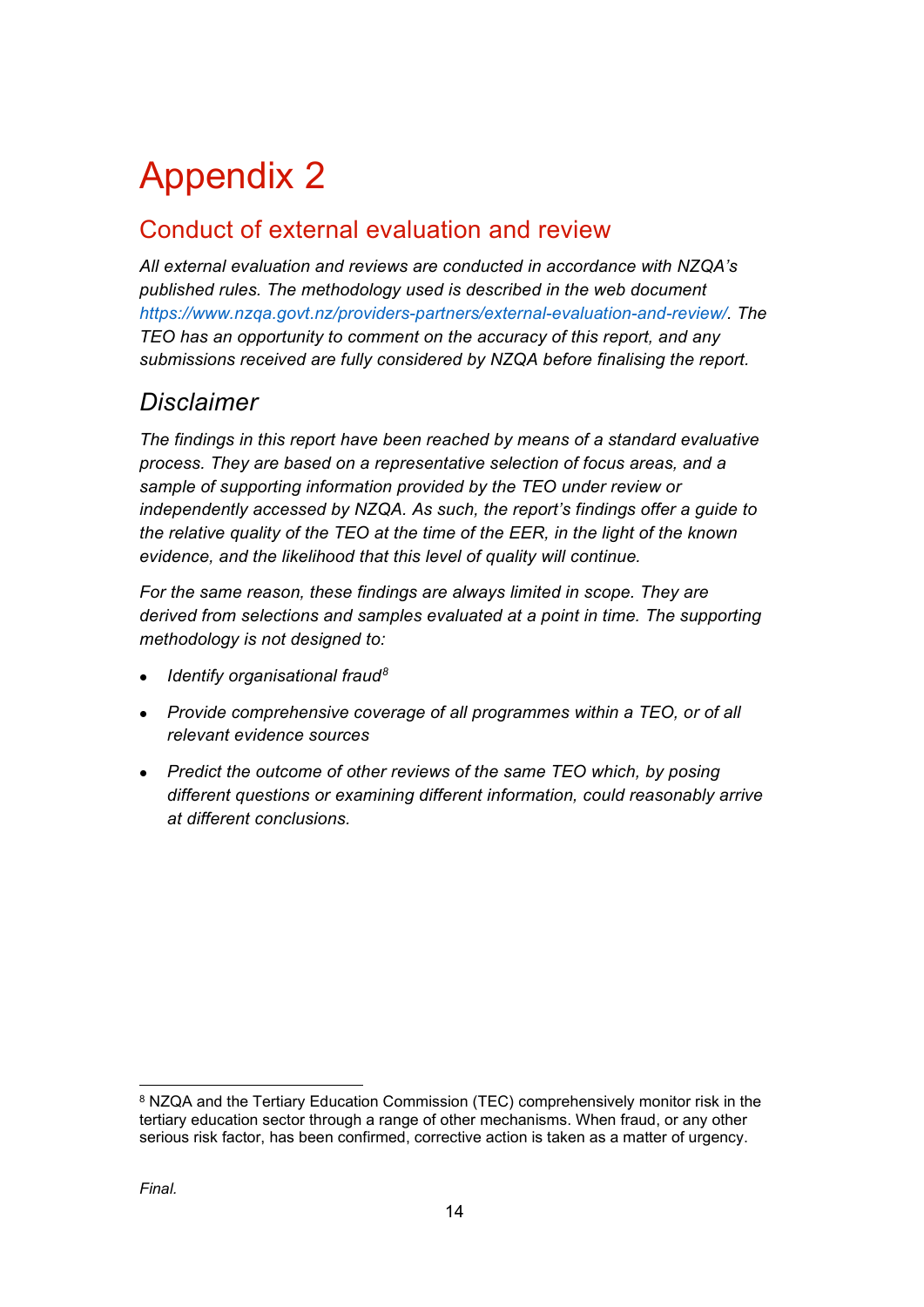# Appendix 2

## Conduct of external evaluation and review

*All external evaluation and reviews are conducted in accordance with NZQA's published rules. The methodology used is described in the web document https://www.nzqa.govt.nz/providers-partners/external-evaluation-and-review/. The TEO has an opportunity to comment on the accuracy of this report, and any submissions received are fully considered by NZQA before finalising the report.*

## *Disclaimer*

*The findings in this report have been reached by means of a standard evaluative process. They are based on a representative selection of focus areas, and a sample of supporting information provided by the TEO under review or independently accessed by NZQA. As such, the report's findings offer a guide to the relative quality of the TEO at the time of the EER, in the light of the known evidence, and the likelihood that this level of quality will continue.*

*For the same reason, these findings are always limited in scope. They are derived from selections and samples evaluated at a point in time. The supporting methodology is not designed to:*

- *Identify organisational fraud*[8]
- *Provide comprehensive coverage of all programmes within a TEO, or of all relevant evidence sources*
- *Predict the outcome of other reviews of the same TEO which, by posing different questions or examining different information, could reasonably arrive at different conclusions.*

---

[8] NZQA and the Tertiary Education Commission (TEC) comprehensively monitor risk in the tertiary education sector through a range of other mechanisms. When fraud, or any other serious risk factor, has been confirmed, corrective action is taken as a matter of urgency.

*Final.*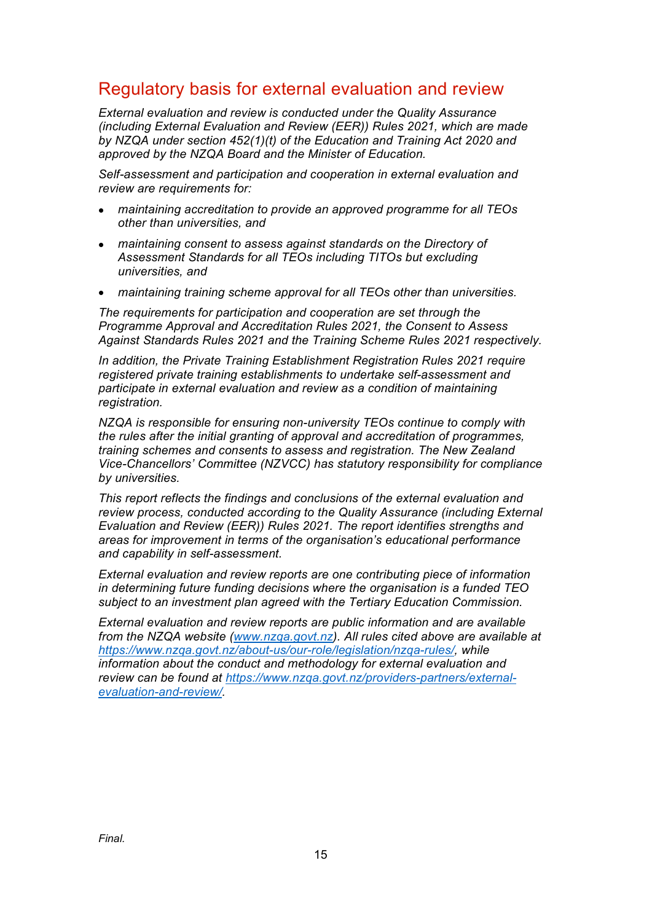## Regulatory basis for external evaluation and review

*External evaluation and review is conducted under the Quality Assurance (including External Evaluation and Review (EER)) Rules 2021, which are made by NZQA under section 452(1)(t) of the Education and Training Act 2020 and approved by the NZQA Board and the Minister of Education.*

*Self-assessment and participation and cooperation in external evaluation and review are requirements for:*

- *maintaining accreditation to provide an approved programme for all TEOs other than universities, and*
- *maintaining consent to assess against standards on the Directory of Assessment Standards for all TEOs including TITOs but excluding universities, and*
- *maintaining training scheme approval for all TEOs other than universities.*

*The requirements for participation and cooperation are set through the Programme Approval and Accreditation Rules 2021, the Consent to Assess Against Standards Rules 2021 and the Training Scheme Rules 2021 respectively.*

*In addition, the Private Training Establishment Registration Rules 2021 require registered private training establishments to undertake self-assessment and participate in external evaluation and review as a condition of maintaining registration.*

*NZQA is responsible for ensuring non-university TEOs continue to comply with the rules after the initial granting of approval and accreditation of programmes, training schemes and consents to assess and registration. The New Zealand Vice-Chancellors' Committee (NZVCC) has statutory responsibility for compliance by universities.*

*This report reflects the findings and conclusions of the external evaluation and review process, conducted according to the Quality Assurance (including External Evaluation and Review (EER)) Rules 2021. The report identifies strengths and areas for improvement in terms of the organisation's educational performance and capability in self-assessment.*

*External evaluation and review reports are one contributing piece of information in determining future funding decisions where the organisation is a funded TEO subject to an investment plan agreed with the Tertiary Education Commission.*

*External evaluation and review reports are public information and are available from the NZQA website ([www.nzqa.govt.nz](www.nzqa.govt.nz)). All rules cited above are available at [https://www.nzqa.govt.nz/about-us/our-role/legislation/nzqa-rules/](https://www.nzqa.govt.nz/about-us/our-role/legislation/nzqa-rules/), while information about the conduct and methodology for external evaluation and review can be found at [https://www.nzqa.govt.nz/providers-partners/external-evaluation-and-review/](https://www.nzqa.govt.nz/providers-partners/external-evaluation-and-review/).*

*Final.*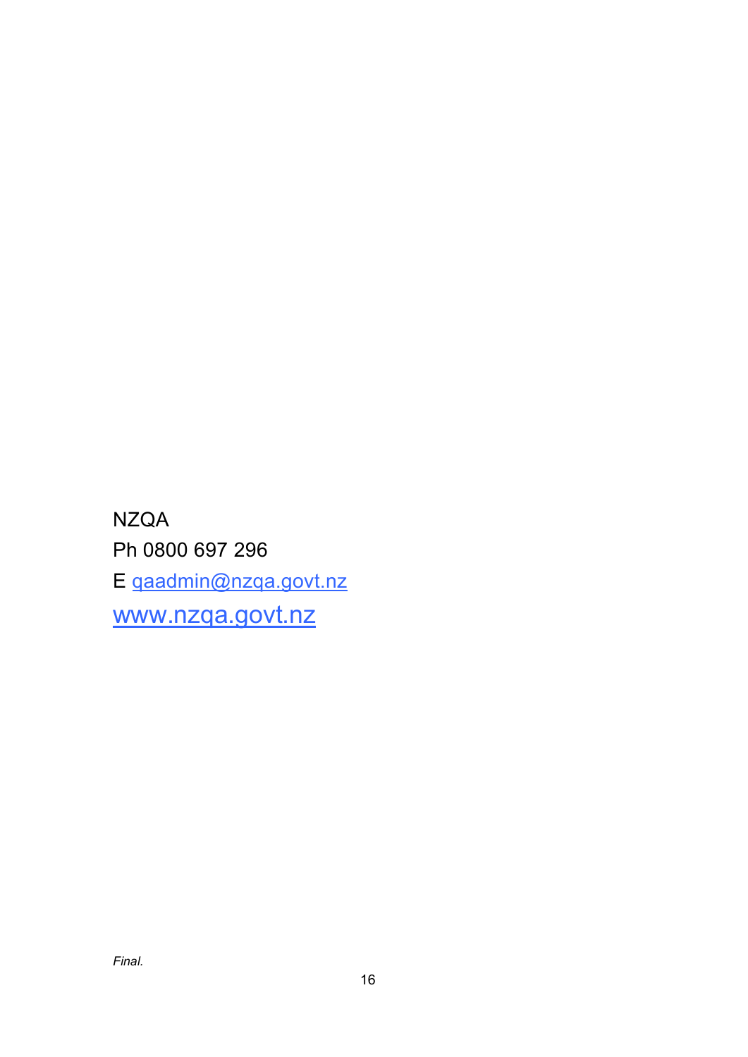NZQA

Ph 0800 697 296

E qaadmin@nzqa.govt.nz

www.nzqa.govt.nz

*Final.*